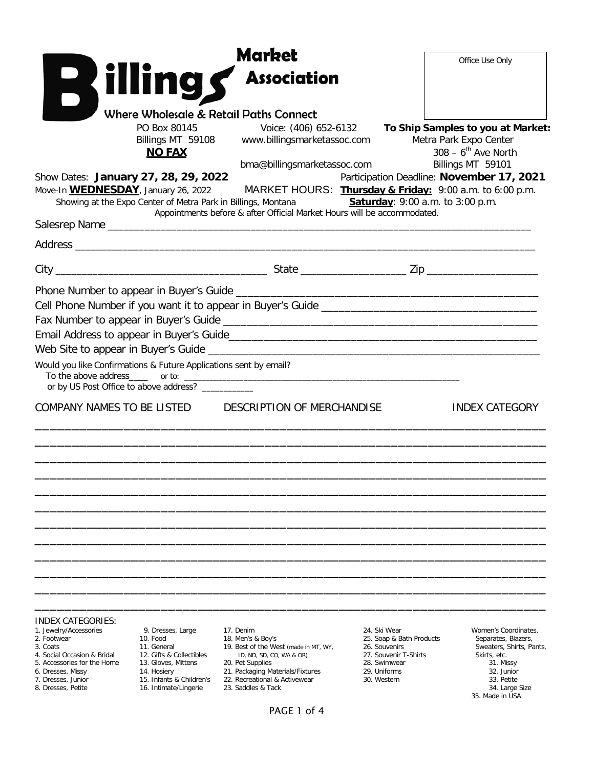# Billings Market Association

**Where Wholesale & Retail Paths Connect**

Office Use Only

PO Box 80145
Billings MT 59108
**NO FAX**

Voice: (406) 652-6132
www.billingsmarketassoc.com
bma@billingsmarketassoc.com

**To Ship Samples to you at Market:**
Metra Park Expo Center
308 – 6th Ave North
Billings MT 59101

Show Dates: **January 27, 28, 29, 2022**

Participation Deadline: **November 17, 2021**

Move-In **WEDNESDAY**, January 26, 2022

MARKET HOURS: **Thursday & Friday:** 9:00 a.m. to 6:00 p.m.
**Saturday**: 9:00 a.m. to 3:00 p.m.

Showing at the Expo Center of Metra Park in Billings, Montana

Appointments before & after Official Market Hours will be accommodated.

Salesrep Name ______________________________________________________________________

Address ___________________________________________________________________________

City ____________________________________ State __________________ Zip ___________________

Phone Number to appear in Buyer's Guide ____________________________________________________

Cell Phone Number if you want it to appear in Buyer's Guide ____________________________________

Fax Number to appear in Buyer's Guide ______________________________________________________

Email Address to appear in Buyer's Guide_____________________________________________________

Web Site to appear in Buyer's Guide _________________________________________________________

Would you like Confirmations & Future Applications sent by email?
To the above address____ or to: ____________________________________________________________
or by US Post Office to above address? ___________

| COMPANY NAMES TO BE LISTED | DESCRIPTION OF MERCHANDISE | INDEX CATEGORY |
|---|---|---|
| | | |
| | | |
| | | |
| | | |
| | | |
| | | |
| | | |
| | | |
| | | |
| | | |
| | | |
| | | |

INDEX CATEGORIES:

1. Jewelry/Accessories
2. Footwear
3. Coats
4. Social Occasion & Bridal
5. Accessories for the Home
6. Dresses, Missy
7. Dresses, Junior
8. Dresses, Petite
9. Dresses, Large
10. Food
11. General
12. Gifts & Collectibles
13. Gloves, Mittens
14. Hosiery
15. Infants & Children's
16. Intimate/Lingerie
17. Denim
18. Men's & Boy's
19. Best of the West (made in MT, WY, ID, ND, SD, CO, WA & OR)
20. Pet Supplies
21. Packaging Materials/Fixtures
22. Recreational & Activewear
23. Saddles & Tack
24. Ski Wear
25. Soap & Bath Products
26. Souvenirs
27. Souvenir T-Shirts
28. Swimwear
29. Uniforms
30. Western

Women's Coordinates, Separates, Blazers, Sweaters, Shirts, Pants, Skirts, etc.

31. Missy
32. Junior
33. Petite
34. Large Size
35. Made in USA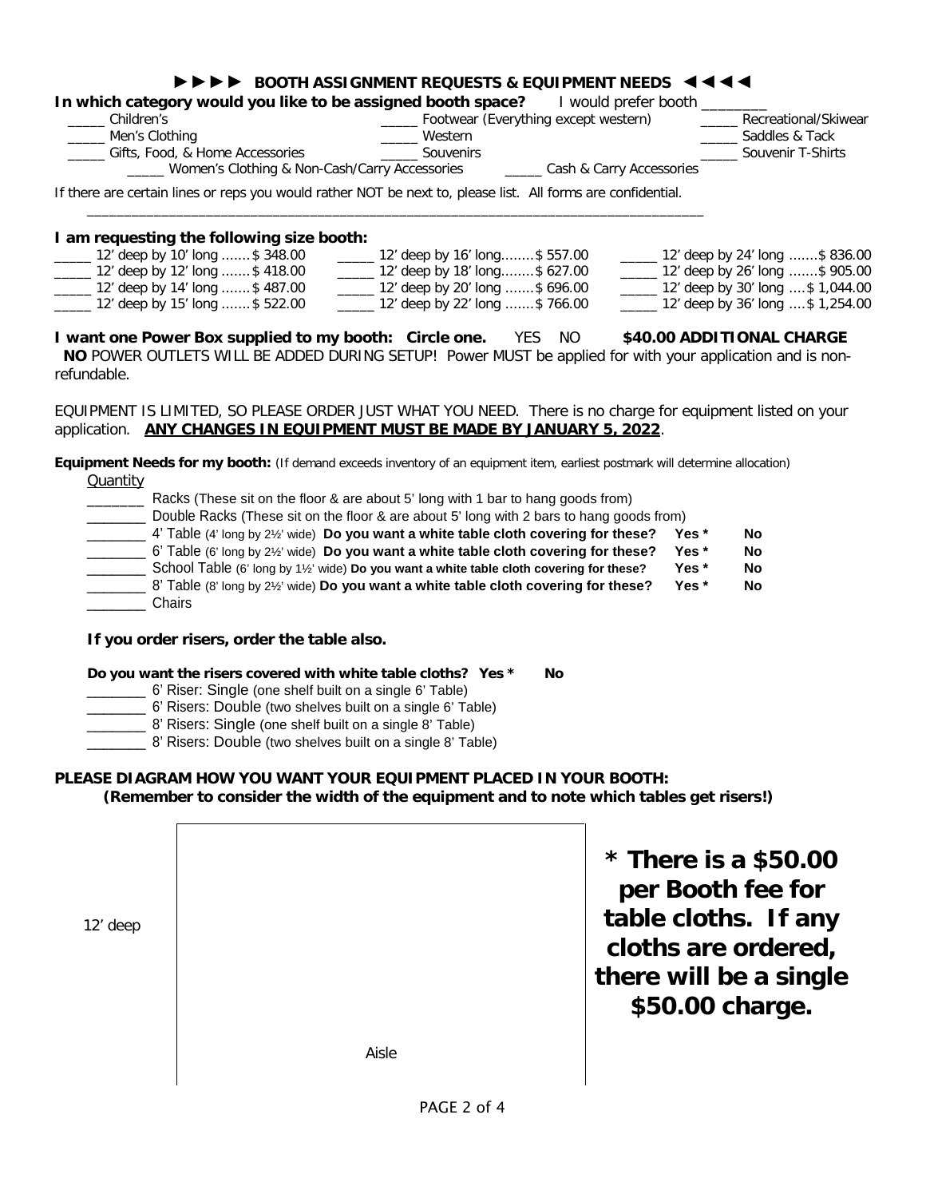## ►►►► BOOTH ASSIGNMENT REQUESTS & EQUIPMENT NEEDS ◄◄◄◄

**In which category would you like to be assigned booth space?** I would prefer booth ________

_____ Children's
_____ Footwear (Everything except western)
_____ Recreational/Skiwear
_____ Men's Clothing
_____ Western
_____ Saddles & Tack
_____ Gifts, Food, & Home Accessories
_____ Souvenirs
_____ Souvenir T-Shirts
_____ Women's Clothing & Non-Cash/Carry Accessories
_____ Cash & Carry Accessories

If there are certain lines or reps you would rather NOT be next to, please list. All forms are confidential.

_______________________________________________________________________________

**I am requesting the following size booth:**

| | | |
|---|---|---|
| _____ 12' deep by 10' long ....... $ 348.00 | _____ 12' deep by 16' long........ $ 557.00 | _____ 12' deep by 24' long ....... $ 836.00 |
| _____ 12' deep by 12' long ....... $ 418.00 | _____ 12' deep by 18' long........ $ 627.00 | _____ 12' deep by 26' long ....... $ 905.00 |
| _____ 12' deep by 14' long ....... $ 487.00 | _____ 12' deep by 20' long ....... $ 696.00 | _____ 12' deep by 30' long .... $ 1,044.00 |
| _____ 12' deep by 15' long ....... $ 522.00 | _____ 12' deep by 22' long ....... $ 766.00 | _____ 12' deep by 36' long .... $ 1,254.00 |

**I want one Power Box supplied to my booth: Circle one.** YES NO **$40.00 ADDITIONAL CHARGE**

**NO** POWER OUTLETS WILL BE ADDED DURING SETUP! Power MUST be applied for with your application and is non-refundable.

EQUIPMENT IS LIMITED, SO PLEASE ORDER JUST WHAT YOU NEED. There is no charge for equipment listed on your application. **ANY CHANGES IN EQUIPMENT MUST BE MADE BY JANUARY 5, 2022**.

**Equipment Needs for my booth:** (If demand exceeds inventory of an equipment item, earliest postmark will determine allocation)

Quantity

_______ Racks (These sit on the floor & are about 5' long with 1 bar to hang goods from)
_______ Double Racks (These sit on the floor & are about 5' long with 2 bars to hang goods from)
_______ 4' Table (4' long by 2½' wide) **Do you want a white table cloth covering for these? Yes \* No**
_______ 6' Table (6' long by 2½' wide) **Do you want a white table cloth covering for these? Yes \* No**
_______ School Table (6' long by 1½' wide) **Do you want a white table cloth covering for these? Yes \* No**
_______ 8' Table (8' long by 2½' wide) **Do you want a white table cloth covering for these? Yes \* No**
_______ Chairs

**If you order risers, order the table also.**

**Do you want the risers covered with white table cloths? Yes \* No**

_______ 6' Riser: Single (one shelf built on a single 6' Table)
_______ 6' Risers: Double (two shelves built on a single 6' Table)
_______ 8' Risers: Single (one shelf built on a single 8' Table)
_______ 8' Risers: Double (two shelves built on a single 8' Table)

**PLEASE DIAGRAM HOW YOU WANT YOUR EQUIPMENT PLACED IN YOUR BOOTH:**
**(Remember to consider the width of the equipment and to note which tables get risers!)**

12' deep

Aisle

**\* There is a $50.00 per Booth fee for table cloths. If any cloths are ordered, there will be a single $50.00 charge.**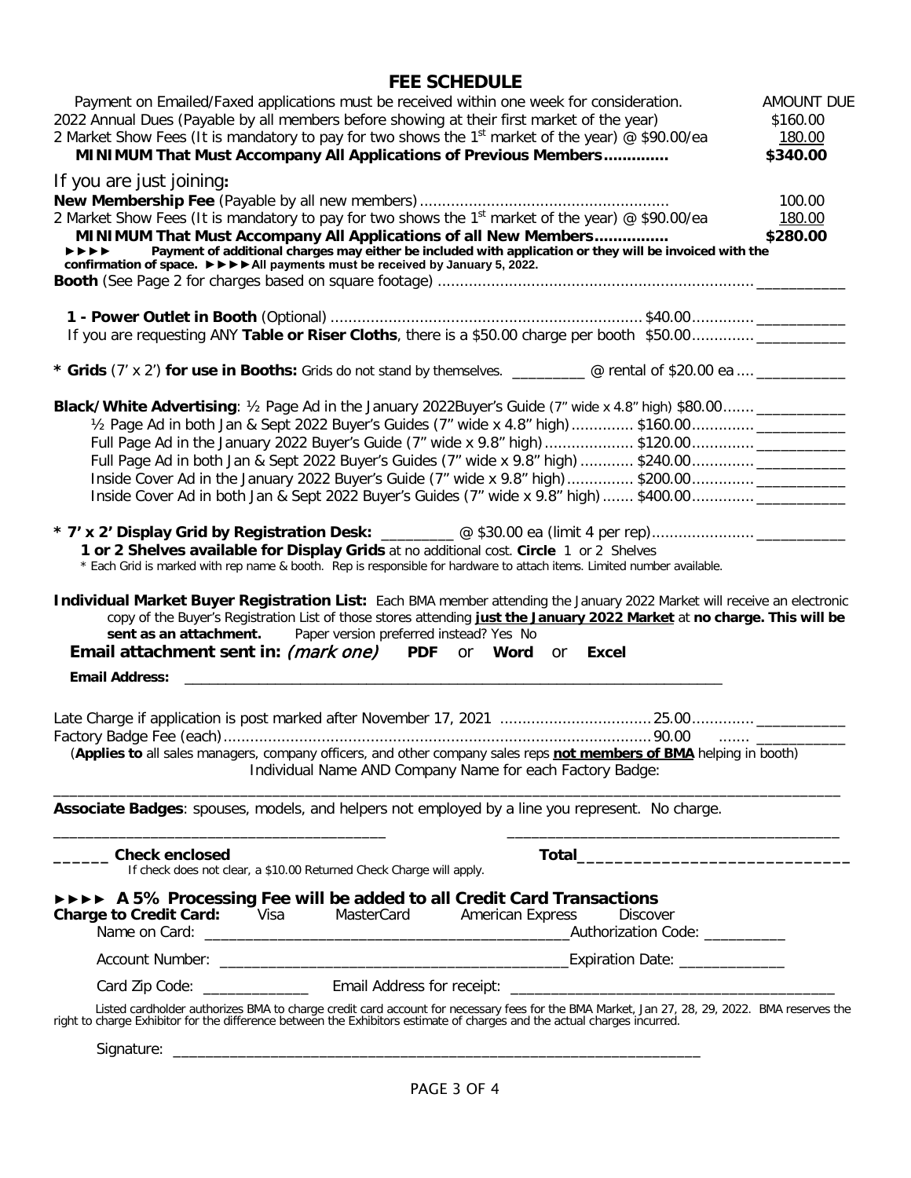# FEE SCHEDULE

| | AMOUNT DUE |
|---|---|
| Payment on Emailed/Faxed applications must be received within one week for consideration. | |
| 2022 Annual Dues (Payable by all members before showing at their first market of the year) | $160.00 |
| 2 Market Show Fees (It is mandatory to pay for two shows the 1st market of the year) @ $90.00/ea | 180.00 |
| **MINIMUM That Must Accompany All Applications of Previous Members.............** | **$340.00** |

If you are just joining**:**

| | |
|---|---|
| **New Membership Fee** (Payable by all new members)....................................................... | 100.00 |
| 2 Market Show Fees (It is mandatory to pay for two shows the 1st market of the year) @ $90.00/ea | 180.00 |
| **MINIMUM That Must Accompany All Applications of all New Members................** | **$280.00** |

**►►►► Payment of additional charges may either be included with application or they will be invoiced with the confirmation of space. ►►►► All payments must be received by January 5, 2022.**

**Booth** (See Page 2 for charges based on square footage) ...................................................................... ___________

**1 - Power Outlet in Booth** (Optional) ..................................................................... $40.00............. ___________

If you are requesting ANY **Table or Riser Cloths**, there is a $50.00 charge per booth $50.00............. ___________

**\* Grids** (7' x 2') **for use in Booths:** Grids do not stand by themselves. _________ @ rental of $20.00 ea .... ___________

**Black/White Advertising**: ½ Page Ad in the January 2022Buyer's Guide (7" wide x 4.8" high) $80.00....... ___________

½ Page Ad in both Jan & Sept 2022 Buyer's Guides (7" wide x 4.8" high).............. $160.00............. ___________

Full Page Ad in the January 2022 Buyer's Guide (7" wide x 9.8" high).................... $120.00............. ___________

Full Page Ad in both Jan & Sept 2022 Buyer's Guides (7" wide x 9.8" high) ............ $240.00............. ___________

Inside Cover Ad in the January 2022 Buyer's Guide (7" wide x 9.8" high)............... $200.00............. ___________

Inside Cover Ad in both Jan & Sept 2022 Buyer's Guides (7" wide x 9.8" high) ....... $400.00............. ___________

**\* 7' x 2' Display Grid by Registration Desk:** _________ @ $30.00 ea (limit 4 per rep)....................... ___________

**1 or 2 Shelves available for Display Grids** at no additional cost. **Circle** 1 or 2 Shelves

\* Each Grid is marked with rep name & booth. Rep is responsible for hardware to attach items. Limited number available.

**Individual Market Buyer Registration List:** Each BMA member attending the January 2022 Market will receive an electronic copy of the Buyer's Registration List of those stores attending **just the January 2022 Market** at **no charge. This will be sent as an attachment.** Paper version preferred instead? Yes No

**Email attachment sent in:** *(mark one)* **PDF** or **Word** or **Excel**

**Email Address:** ______________________________________________________________________

Late Charge if application is post marked after November 17, 2021 .................................25.00............. ___________

Factory Badge Fee (each)...............................................................................................90.00 ....... ___________

(**Applies to** all sales managers, company officers, and other company sales reps **not members of BMA** helping in booth)

Individual Name AND Company Name for each Factory Badge:

______________________________________________________________________________________________

**Associate Badges**: spouses, models, and helpers not employed by a line you represent. No charge.

________________________________________ ________________________________________

**______ Check enclosed** **Total_____________________________**

If check does not clear, a $10.00 Returned Check Charge will apply.

**►►►► A 5% Processing Fee will be added to all Credit Card Transactions**

**Charge to Credit Card:** Visa MasterCard American Express Discover

Name on Card: _____________________________________________Authorization Code: __________

Account Number: ___________________________________________Expiration Date: _____________

Card Zip Code: _____________ Email Address for receipt: ________________________________________

Listed cardholder authorizes BMA to charge credit card account for necessary fees for the BMA Market, Jan 27, 28, 29, 2022. BMA reserves the right to charge Exhibitor for the difference between the Exhibitors estimate of charges and the actual charges incurred.

Signature: ____________________________________________________________________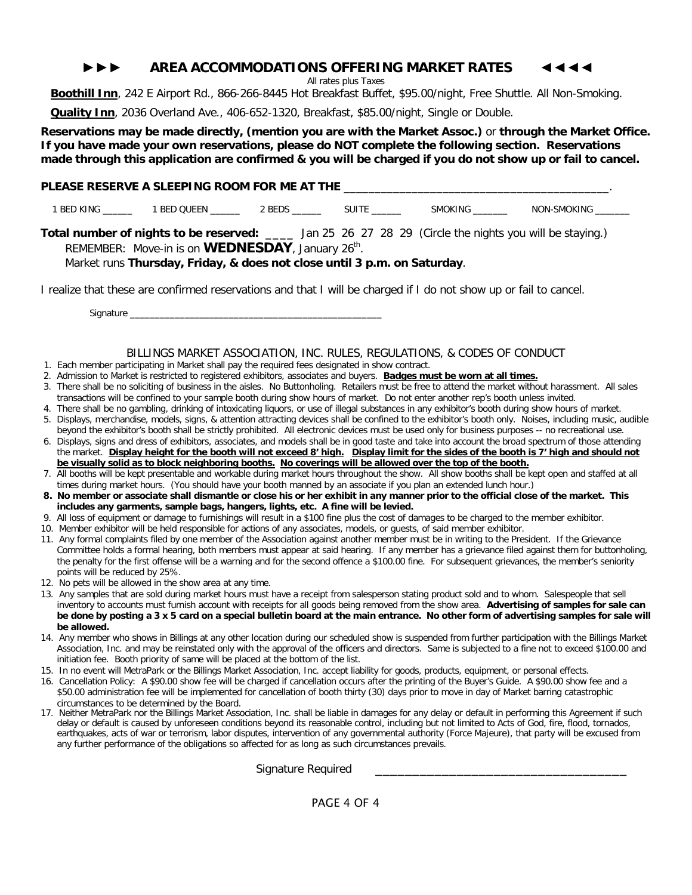# ►►► AREA ACCOMMODATIONS OFFERING MARKET RATES ◄◄◄◄

All rates plus Taxes

**Boothill Inn**, 242 E Airport Rd., 866-266-8445 Hot Breakfast Buffet, $95.00/night, Free Shuttle. All Non-Smoking.

**Quality Inn**, 2036 Overland Ave., 406-652-1320, Breakfast, $85.00/night, Single or Double.

**Reservations may be made directly, (mention you are with the Market Assoc.)** or **through the Market Office. If you have made your own reservations, please do NOT complete the following section. Reservations made through this application are confirmed & you will be charged if you do not show up or fail to cancel.**

**PLEASE RESERVE A SLEEPING ROOM FOR ME AT THE** ____________________________________________.

1 BED KING ______ 1 BED QUEEN ______ 2 BEDS ______ SUITE ______ SMOKING _______ NON-SMOKING _______

**Total number of nights to be reserved:** ____ Jan 25 26 27 28 29 (Circle the nights you will be staying.)

REMEMBER: Move-in is on **WEDNESDAY**, January 26th.

Market runs **Thursday, Friday, & does not close until 3 p.m. on Saturday**.

I realize that these are confirmed reservations and that I will be charged if I do not show up or fail to cancel.

Signature ____________________________________________________

## BILLINGS MARKET ASSOCIATION, INC. RULES, REGULATIONS, & CODES OF CONDUCT

1. Each member participating in Market shall pay the required fees designated in show contract.
2. Admission to Market is restricted to registered exhibitors, associates and buyers. **Badges must be worn at all times.**
3. There shall be no soliciting of business in the aisles. No Buttonholing. Retailers must be free to attend the market without harassment. All sales transactions will be confined to your sample booth during show hours of market. Do not enter another rep's booth unless invited.
4. There shall be no gambling, drinking of intoxicating liquors, or use of illegal substances in any exhibitor's booth during show hours of market.
5. Displays, merchandise, models, signs, & attention attracting devices shall be confined to the exhibitor's booth only. Noises, including music, audible beyond the exhibitor's booth shall be strictly prohibited. All electronic devices must be used only for business purposes -- no recreational use.
6. Displays, signs and dress of exhibitors, associates, and models shall be in good taste and take into account the broad spectrum of those attending the market. **Display height for the booth will not exceed 8' high. Display limit for the sides of the booth is 7' high and should not be visually solid as to block neighboring booths. No coverings will be allowed over the top of the booth.**
7. All booths will be kept presentable and workable during market hours throughout the show. All show booths shall be kept open and staffed at all times during market hours. (You should have your booth manned by an associate if you plan an extended lunch hour.)
8. **No member or associate shall dismantle or close his or her exhibit in any manner prior to the official close of the market. This includes any garments, sample bags, hangers, lights, etc. A fine will be levied.**
9. All loss of equipment or damage to furnishings will result in a $100 fine plus the cost of damages to be charged to the member exhibitor.
10. Member exhibitor will be held responsible for actions of any associates, models, or guests, of said member exhibitor.
11. Any formal complaints filed by one member of the Association against another member must be in writing to the President. If the Grievance Committee holds a formal hearing, both members must appear at said hearing. If any member has a grievance filed against them for buttonholing, the penalty for the first offense will be a warning and for the second offence a $100.00 fine. For subsequent grievances, the member's seniority points will be reduced by 25%.
12. No pets will be allowed in the show area at any time.
13. Any samples that are sold during market hours must have a receipt from salesperson stating product sold and to whom. Salespeople that sell inventory to accounts must furnish account with receipts for all goods being removed from the show area. **Advertising of samples for sale can be done by posting a 3 x 5 card on a special bulletin board at the main entrance. No other form of advertising samples for sale will be allowed.**
14. Any member who shows in Billings at any other location during our scheduled show is suspended from further participation with the Billings Market Association, Inc. and may be reinstated only with the approval of the officers and directors. Same is subjected to a fine not to exceed $100.00 and initiation fee. Booth priority of same will be placed at the bottom of the list.
15. In no event will MetraPark or the Billings Market Association, Inc. accept liability for goods, products, equipment, or personal effects.
16. Cancellation Policy: A $90.00 show fee will be charged if cancellation occurs after the printing of the Buyer's Guide. A $90.00 show fee and a $50.00 administration fee will be implemented for cancellation of booth thirty (30) days prior to move in day of Market barring catastrophic circumstances to be determined by the Board.
17. Neither MetraPark nor the Billings Market Association, Inc. shall be liable in damages for any delay or default in performing this Agreement if such delay or default is caused by unforeseen conditions beyond its reasonable control, including but not limited to Acts of God, fire, flood, tornados, earthquakes, acts of war or terrorism, labor disputes, intervention of any governmental authority (Force Majeure), that party will be excused from any further performance of the obligations so affected for as long as such circumstances prevails.

Signature Required ________________________________________